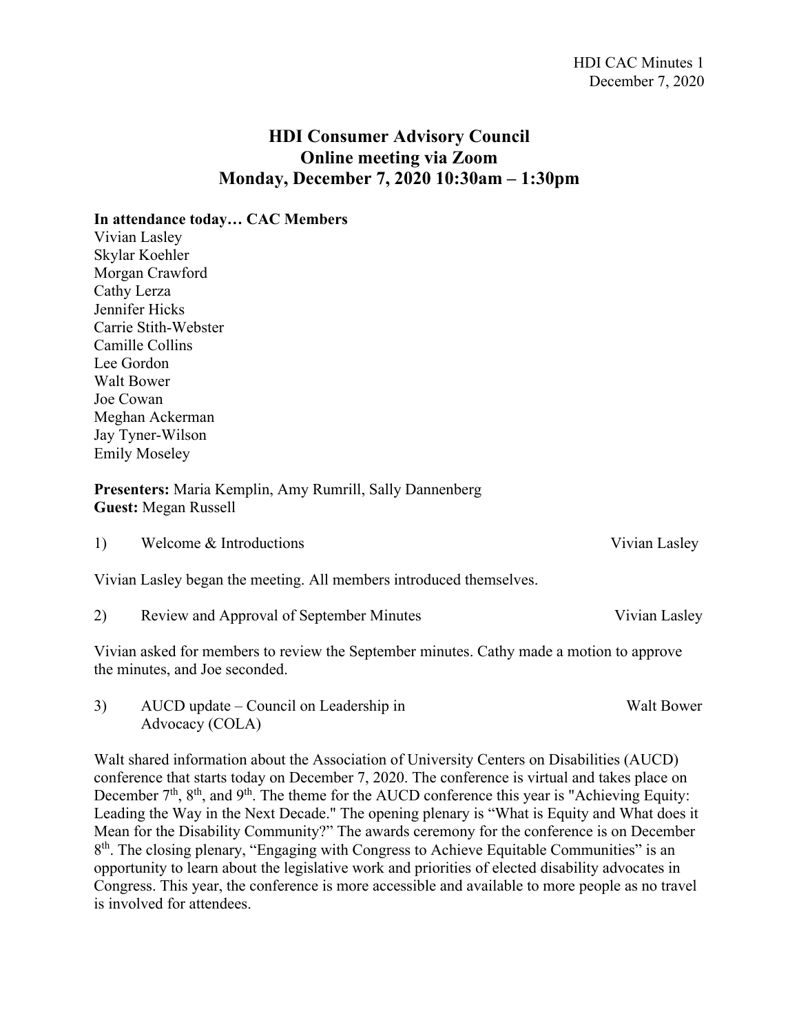# HDI Consumer Advisory Council
## Online meeting via Zoom
## Monday, December 7, 2020 10:30am – 1:30pm

**In attendance today… CAC Members**

Vivian Lasley
Skylar Koehler
Morgan Crawford
Cathy Lerza
Jennifer Hicks
Carrie Stith-Webster
Camille Collins
Lee Gordon
Walt Bower
Joe Cowan
Meghan Ackerman
Jay Tyner-Wilson
Emily Moseley

**Presenters:** Maria Kemplin, Amy Rumrill, Sally Dannenberg
**Guest:** Megan Russell

1) Welcome & Introductions — Vivian Lasley

Vivian Lasley began the meeting. All members introduced themselves.

2) Review and Approval of September Minutes — Vivian Lasley

Vivian asked for members to review the September minutes. Cathy made a motion to approve the minutes, and Joe seconded.

3) AUCD update – Council on Leadership in Advocacy (COLA) — Walt Bower

Walt shared information about the Association of University Centers on Disabilities (AUCD) conference that starts today on December 7, 2020. The conference is virtual and takes place on December 7th, 8th, and 9th. The theme for the AUCD conference this year is "Achieving Equity: Leading the Way in the Next Decade." The opening plenary is "What is Equity and What does it Mean for the Disability Community?" The awards ceremony for the conference is on December 8th. The closing plenary, "Engaging with Congress to Achieve Equitable Communities" is an opportunity to learn about the legislative work and priorities of elected disability advocates in Congress. This year, the conference is more accessible and available to more people as no travel is involved for attendees.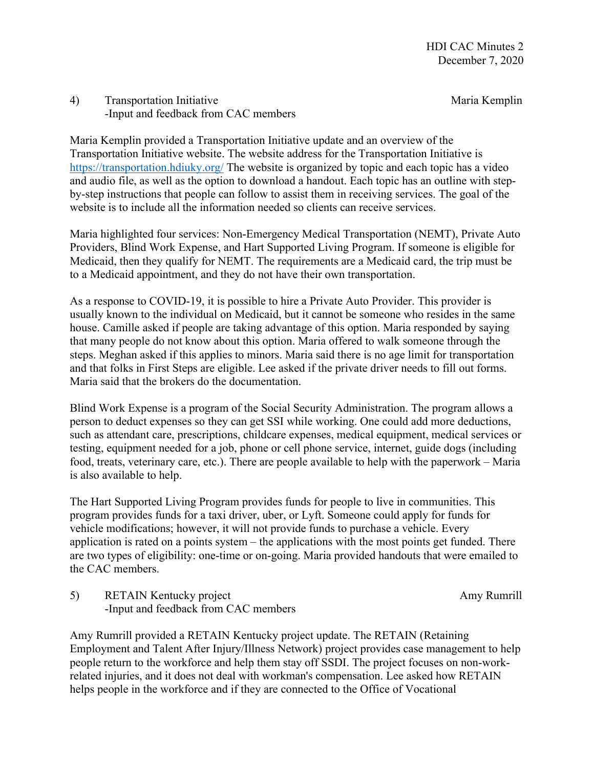4) Transportation Initiative — Maria Kemplin
-Input and feedback from CAC members

Maria Kemplin provided a Transportation Initiative update and an overview of the Transportation Initiative website. The website address for the Transportation Initiative is [https://transportation.hdiuky.org/](https://transportation.hdiuky.org/) The website is organized by topic and each topic has a video and audio file, as well as the option to download a handout. Each topic has an outline with step-by-step instructions that people can follow to assist them in receiving services. The goal of the website is to include all the information needed so clients can receive services.

Maria highlighted four services: Non-Emergency Medical Transportation (NEMT), Private Auto Providers, Blind Work Expense, and Hart Supported Living Program. If someone is eligible for Medicaid, then they qualify for NEMT. The requirements are a Medicaid card, the trip must be to a Medicaid appointment, and they do not have their own transportation.

As a response to COVID-19, it is possible to hire a Private Auto Provider. This provider is usually known to the individual on Medicaid, but it cannot be someone who resides in the same house. Camille asked if people are taking advantage of this option. Maria responded by saying that many people do not know about this option. Maria offered to walk someone through the steps. Meghan asked if this applies to minors. Maria said there is no age limit for transportation and that folks in First Steps are eligible. Lee asked if the private driver needs to fill out forms. Maria said that the brokers do the documentation.

Blind Work Expense is a program of the Social Security Administration. The program allows a person to deduct expenses so they can get SSI while working. One could add more deductions, such as attendant care, prescriptions, childcare expenses, medical equipment, medical services or testing, equipment needed for a job, phone or cell phone service, internet, guide dogs (including food, treats, veterinary care, etc.). There are people available to help with the paperwork – Maria is also available to help.

The Hart Supported Living Program provides funds for people to live in communities. This program provides funds for a taxi driver, uber, or Lyft. Someone could apply for funds for vehicle modifications; however, it will not provide funds to purchase a vehicle. Every application is rated on a points system – the applications with the most points get funded. There are two types of eligibility: one-time or on-going. Maria provided handouts that were emailed to the CAC members.

5) RETAIN Kentucky project — Amy Rumrill
-Input and feedback from CAC members

Amy Rumrill provided a RETAIN Kentucky project update. The RETAIN (Retaining Employment and Talent After Injury/Illness Network) project provides case management to help people return to the workforce and help them stay off SSDI. The project focuses on non-work-related injuries, and it does not deal with workman's compensation. Lee asked how RETAIN helps people in the workforce and if they are connected to the Office of Vocational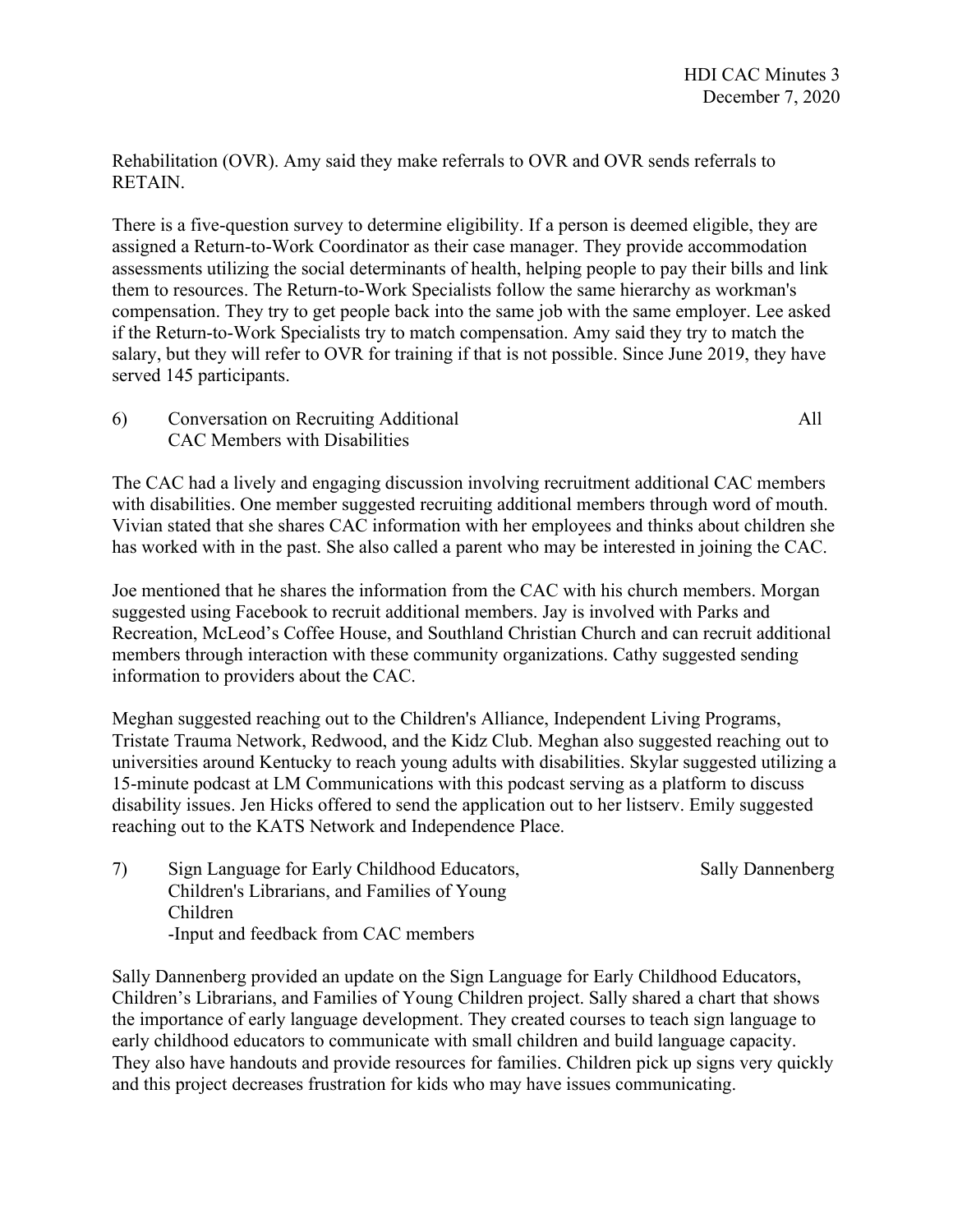Rehabilitation (OVR). Amy said they make referrals to OVR and OVR sends referrals to RETAIN.

There is a five-question survey to determine eligibility. If a person is deemed eligible, they are assigned a Return-to-Work Coordinator as their case manager. They provide accommodation assessments utilizing the social determinants of health, helping people to pay their bills and link them to resources. The Return-to-Work Specialists follow the same hierarchy as workman's compensation. They try to get people back into the same job with the same employer. Lee asked if the Return-to-Work Specialists try to match compensation. Amy said they try to match the salary, but they will refer to OVR for training if that is not possible. Since June 2019, they have served 145 participants.

6) Conversation on Recruiting Additional CAC Members with Disabilities — All

The CAC had a lively and engaging discussion involving recruitment additional CAC members with disabilities. One member suggested recruiting additional members through word of mouth. Vivian stated that she shares CAC information with her employees and thinks about children she has worked with in the past. She also called a parent who may be interested in joining the CAC.

Joe mentioned that he shares the information from the CAC with his church members. Morgan suggested using Facebook to recruit additional members. Jay is involved with Parks and Recreation, McLeod's Coffee House, and Southland Christian Church and can recruit additional members through interaction with these community organizations. Cathy suggested sending information to providers about the CAC.

Meghan suggested reaching out to the Children's Alliance, Independent Living Programs, Tristate Trauma Network, Redwood, and the Kidz Club. Meghan also suggested reaching out to universities around Kentucky to reach young adults with disabilities. Skylar suggested utilizing a 15-minute podcast at LM Communications with this podcast serving as a platform to discuss disability issues. Jen Hicks offered to send the application out to her listserv. Emily suggested reaching out to the KATS Network and Independence Place.

7) Sign Language for Early Childhood Educators, Children's Librarians, and Families of Young Children — Sally Dannenberg
-Input and feedback from CAC members

Sally Dannenberg provided an update on the Sign Language for Early Childhood Educators, Children's Librarians, and Families of Young Children project. Sally shared a chart that shows the importance of early language development. They created courses to teach sign language to early childhood educators to communicate with small children and build language capacity. They also have handouts and provide resources for families. Children pick up signs very quickly and this project decreases frustration for kids who may have issues communicating.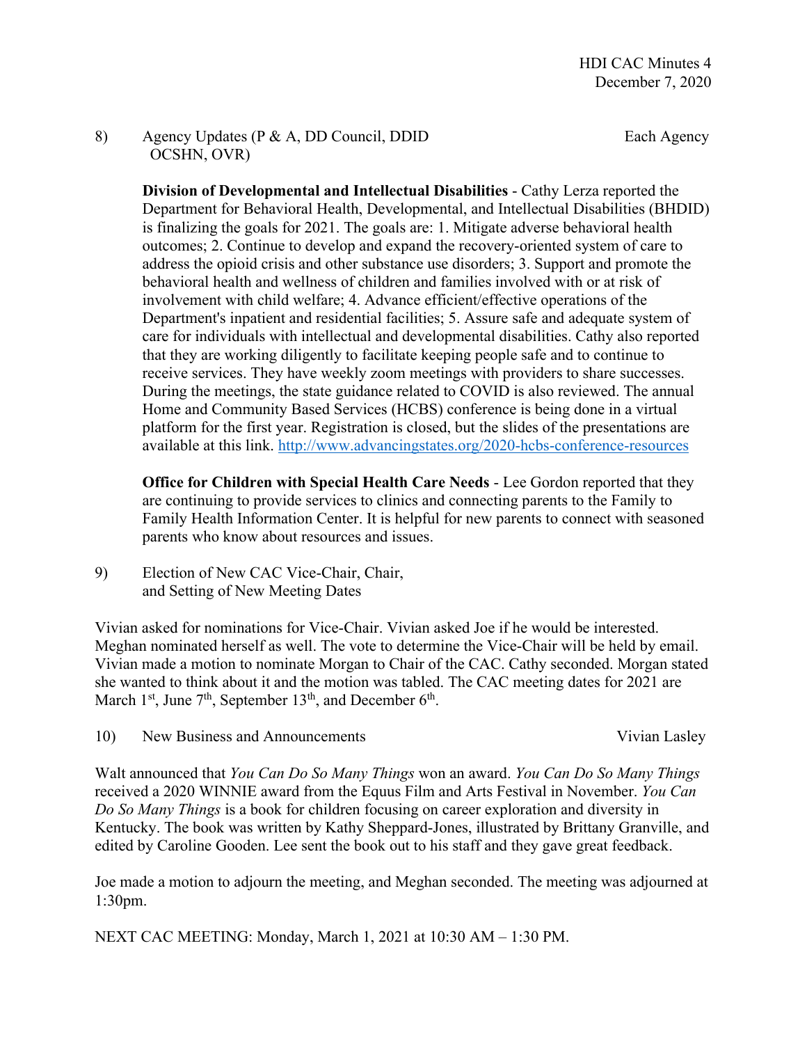8) Agency Updates (P & A, DD Council, DDID OCSHN, OVR) — Each Agency

**Division of Developmental and Intellectual Disabilities** - Cathy Lerza reported the Department for Behavioral Health, Developmental, and Intellectual Disabilities (BHDID) is finalizing the goals for 2021. The goals are: 1. Mitigate adverse behavioral health outcomes; 2. Continue to develop and expand the recovery-oriented system of care to address the opioid crisis and other substance use disorders; 3. Support and promote the behavioral health and wellness of children and families involved with or at risk of involvement with child welfare; 4. Advance efficient/effective operations of the Department's inpatient and residential facilities; 5. Assure safe and adequate system of care for individuals with intellectual and developmental disabilities. Cathy also reported that they are working diligently to facilitate keeping people safe and to continue to receive services. They have weekly zoom meetings with providers to share successes. During the meetings, the state guidance related to COVID is also reviewed. The annual Home and Community Based Services (HCBS) conference is being done in a virtual platform for the first year. Registration is closed, but the slides of the presentations are available at this link. http://www.advancingstates.org/2020-hcbs-conference-resources

**Office for Children with Special Health Care Needs** - Lee Gordon reported that they are continuing to provide services to clinics and connecting parents to the Family to Family Health Information Center. It is helpful for new parents to connect with seasoned parents who know about resources and issues.

9) Election of New CAC Vice-Chair, Chair, and Setting of New Meeting Dates

Vivian asked for nominations for Vice-Chair. Vivian asked Joe if he would be interested. Meghan nominated herself as well. The vote to determine the Vice-Chair will be held by email. Vivian made a motion to nominate Morgan to Chair of the CAC. Cathy seconded. Morgan stated she wanted to think about it and the motion was tabled. The CAC meeting dates for 2021 are March 1st, June 7th, September 13th, and December 6th.

10) New Business and Announcements — Vivian Lasley

Walt announced that *You Can Do So Many Things* won an award. *You Can Do So Many Things* received a 2020 WINNIE award from the Equus Film and Arts Festival in November. *You Can Do So Many Things* is a book for children focusing on career exploration and diversity in Kentucky. The book was written by Kathy Sheppard-Jones, illustrated by Brittany Granville, and edited by Caroline Gooden. Lee sent the book out to his staff and they gave great feedback.

Joe made a motion to adjourn the meeting, and Meghan seconded. The meeting was adjourned at 1:30pm.

NEXT CAC MEETING: Monday, March 1, 2021 at 10:30 AM – 1:30 PM.